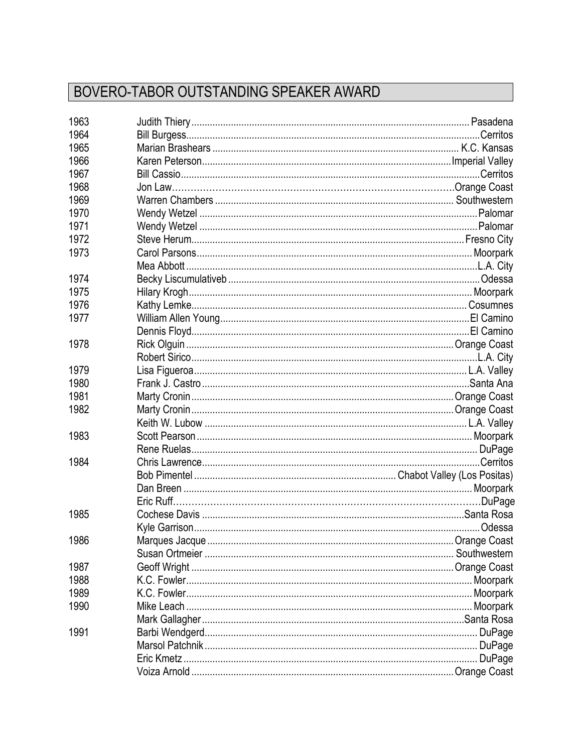## BOVERO-TABOR OUTSTANDING SPEAKER AWARD

| Year | Name | School |
|---|---|---|
| 1963 | Judith Thiery | Pasadena |
| 1964 | Bill Burgess | Cerritos |
| 1965 | Marian Brashears | K.C. Kansas |
| 1966 | Karen Peterson | Imperial Valley |
| 1967 | Bill Cassio | Cerritos |
| 1968 | Jon Law | Orange Coast |
| 1969 | Warren Chambers | Southwestern |
| 1970 | Wendy Wetzel | Palomar |
| 1971 | Wendy Wetzel | Palomar |
| 1972 | Steve Herum | Fresno City |
| 1973 | Carol Parsons | Moorpark |
| | Mea Abbott | L.A. City |
| 1974 | Becky Liscumulativeb | Odessa |
| 1975 | Hilary Krogh | Moorpark |
| 1976 | Kathy Lemke | Cosumnes |
| 1977 | William Allen Young | El Camino |
| | Dennis Floyd | El Camino |
| 1978 | Rick Olguin | Orange Coast |
| | Robert Sirico | L.A. City |
| 1979 | Lisa Figueroa | L.A. Valley |
| 1980 | Frank J. Castro | Santa Ana |
| 1981 | Marty Cronin | Orange Coast |
| 1982 | Marty Cronin | Orange Coast |
| | Keith W. Lubow | L.A. Valley |
| 1983 | Scott Pearson | Moorpark |
| | Rene Ruelas | DuPage |
| 1984 | Chris Lawrence | Cerritos |
| | Bob Pimentel | Chabot Valley (Los Positas) |
| | Dan Breen | Moorpark |
| | Eric Ruff | DuPage |
| 1985 | Cochese Davis | Santa Rosa |
| | Kyle Garrison | Odessa |
| 1986 | Marques Jacque | Orange Coast |
| | Susan Ortmeier | Southwestern |
| 1987 | Geoff Wright | Orange Coast |
| 1988 | K.C. Fowler | Moorpark |
| 1989 | K.C. Fowler | Moorpark |
| 1990 | Mike Leach | Moorpark |
| | Mark Gallagher | Santa Rosa |
| 1991 | Barbi Wendgerd | DuPage |
| | Marsol Patchnik | DuPage |
| | Eric Kmetz | DuPage |
| | Voiza Arnold | Orange Coast |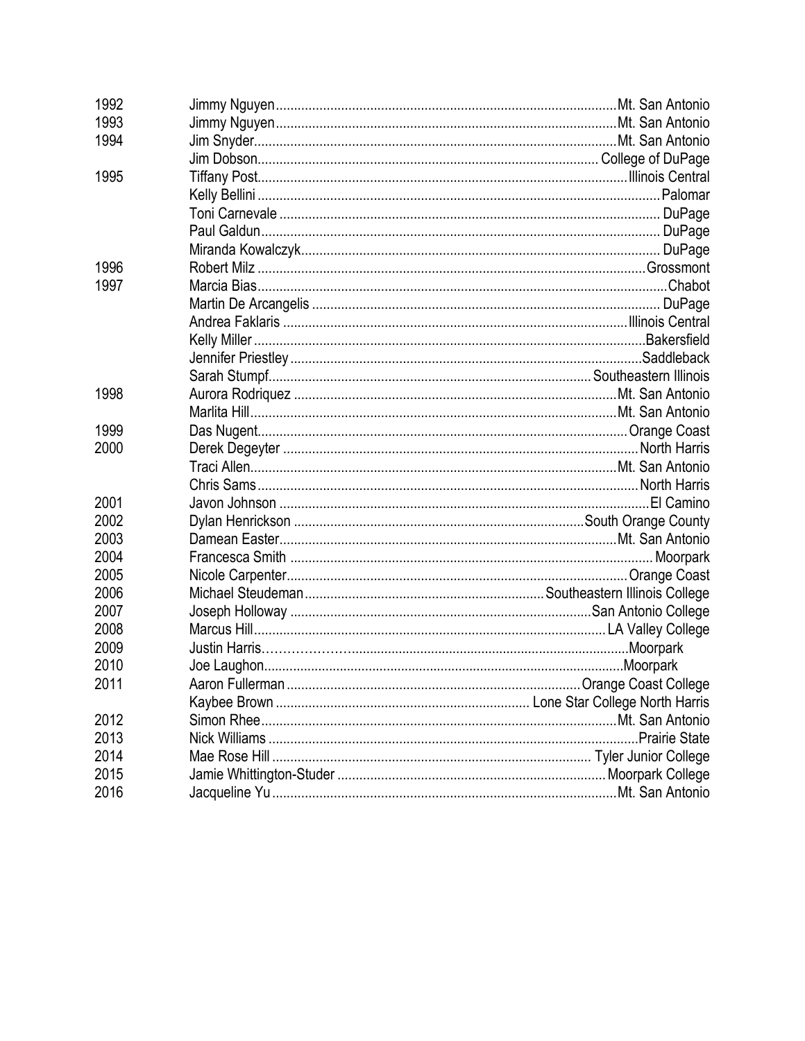| | | |
|---|---|---|
| 1992 | Jimmy Nguyen | Mt. San Antonio |
| 1993 | Jimmy Nguyen | Mt. San Antonio |
| 1994 | Jim Snyder | Mt. San Antonio |
| | Jim Dobson | College of DuPage |
| 1995 | Tiffany Post | Illinois Central |
| | Kelly Bellini | Palomar |
| | Toni Carnevale | DuPage |
| | Paul Galdun | DuPage |
| | Miranda Kowalczyk | DuPage |
| 1996 | Robert Milz | Grossmont |
| 1997 | Marcia Bias | Chabot |
| | Martin De Arcangelis | DuPage |
| | Andrea Faklaris | Illinois Central |
| | Kelly Miller | Bakersfield |
| | Jennifer Priestley | Saddleback |
| | Sarah Stumpf | Southeastern Illinois |
| 1998 | Aurora Rodriquez | Mt. San Antonio |
| | Marlita Hill | Mt. San Antonio |
| 1999 | Das Nugent | Orange Coast |
| 2000 | Derek Degeyter | North Harris |
| | Traci Allen | Mt. San Antonio |
| | Chris Sams | North Harris |
| 2001 | Javon Johnson | El Camino |
| 2002 | Dylan Henrickson | South Orange County |
| 2003 | Damean Easter | Mt. San Antonio |
| 2004 | Francesca Smith | Moorpark |
| 2005 | Nicole Carpenter | Orange Coast |
| 2006 | Michael Steudeman | Southeastern Illinois College |
| 2007 | Joseph Holloway | San Antonio College |
| 2008 | Marcus Hill | LA Valley College |
| 2009 | Justin Harris | Moorpark |
| 2010 | Joe Laughon | Moorpark |
| 2011 | Aaron Fullerman | Orange Coast College |
| | Kaybee Brown | Lone Star College North Harris |
| 2012 | Simon Rhee | Mt. San Antonio |
| 2013 | Nick Williams | Prairie State |
| 2014 | Mae Rose Hill | Tyler Junior College |
| 2015 | Jamie Whittington-Studer | Moorpark College |
| 2016 | Jacqueline Yu | Mt. San Antonio |